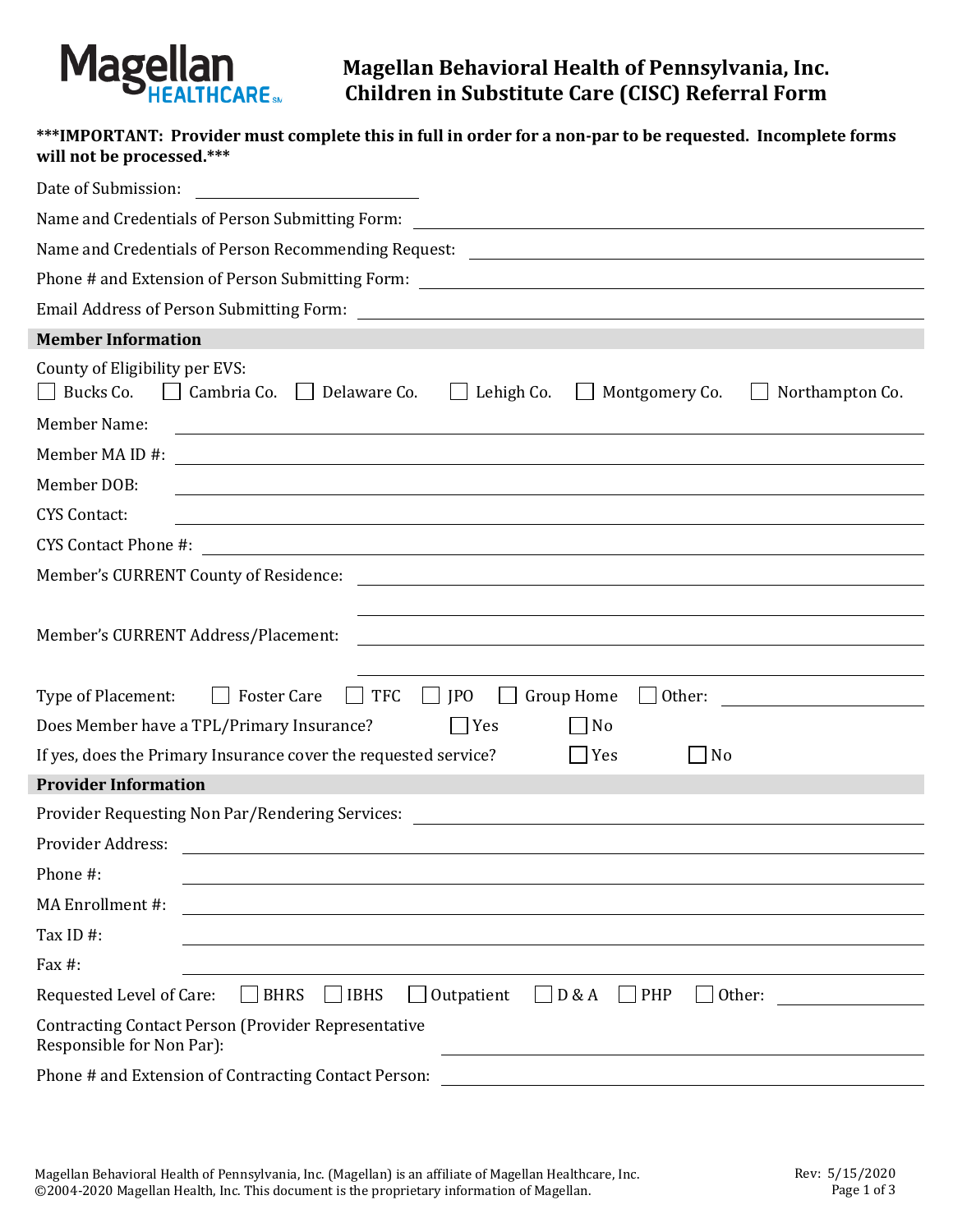# Magellan Behavioral Health of Pennsylvania, Inc.
# Children in Substitute Care (CISC) Referral Form

*****IMPORTANT: Provider must complete this in full in order for a non-par to be requested. Incomplete forms will not be processed.*****

Date of Submission: ____________________

Name and Credentials of Person Submitting Form: ____________________

Name and Credentials of Person Recommending Request: ____________________

Phone # and Extension of Person Submitting Form: ____________________

Email Address of Person Submitting Form: ____________________

## Member Information

County of Eligibility per EVS:
☐ Bucks Co. ☐ Cambria Co. ☐ Delaware Co. ☐ Lehigh Co. ☐ Montgomery Co. ☐ Northampton Co.

Member Name: ____________________

Member MA ID #: ____________________

Member DOB: ____________________

CYS Contact: ____________________

CYS Contact Phone #: ____________________

Member's CURRENT County of Residence: ____________________

Member's CURRENT Address/Placement: ____________________

Type of Placement: ☐ Foster Care ☐ TFC ☐ JPO ☐ Group Home ☐ Other: ____________________

Does Member have a TPL/Primary Insurance? ☐ Yes ☐ No

If yes, does the Primary Insurance cover the requested service? ☐ Yes ☐ No

## Provider Information

Provider Requesting Non Par/Rendering Services: ____________________

Provider Address: ____________________

Phone #: ____________________

MA Enrollment #: ____________________

Tax ID #: ____________________

Fax #: ____________________

Requested Level of Care: ☐ BHRS ☐ IBHS ☐ Outpatient ☐ D & A ☐ PHP ☐ Other: ____________________

Contracting Contact Person (Provider Representative Responsible for Non Par): ____________________

Phone # and Extension of Contracting Contact Person: ____________________

Magellan Behavioral Health of Pennsylvania, Inc. (Magellan) is an affiliate of Magellan Healthcare, Inc.
©2004-2020 Magellan Health, Inc. This document is the proprietary information of Magellan.

Rev: 5/15/2020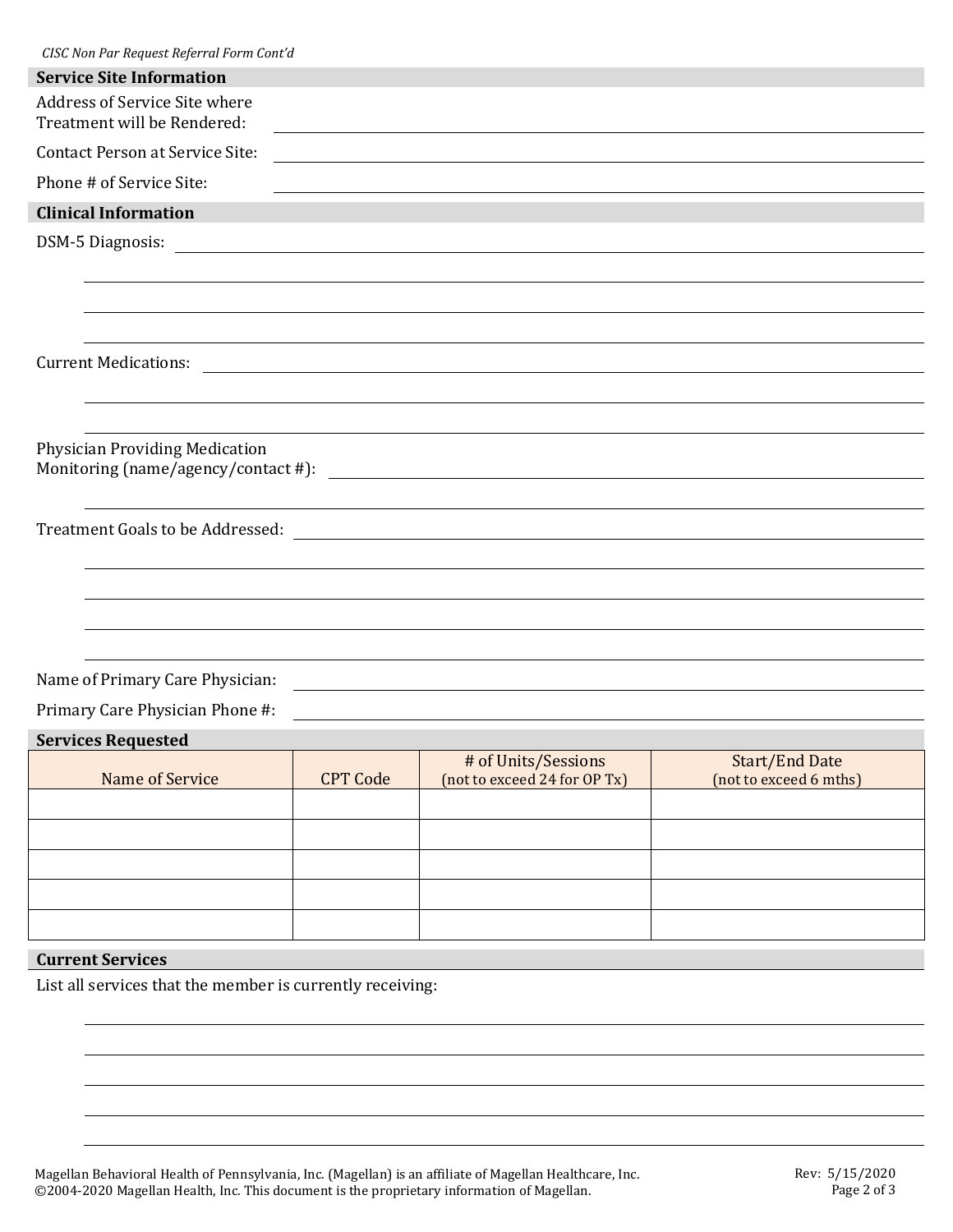*CISC Non Par Request Referral Form Cont'd*

## Service Site Information

Address of Service Site where Treatment will be Rendered: ______________________________

Contact Person at Service Site: ______________________________

Phone # of Service Site: ______________________________

## Clinical Information

DSM-5 Diagnosis: ______________________________

______________________________

______________________________

______________________________

Current Medications: ______________________________

______________________________

______________________________

Physician Providing Medication Monitoring (name/agency/contact #): ______________________________

______________________________

Treatment Goals to be Addressed: ______________________________

______________________________

______________________________

______________________________

______________________________

Name of Primary Care Physician: ______________________________

Primary Care Physician Phone #: ______________________________

## Services Requested

| Name of Service | CPT Code | # of Units/Sessions (not to exceed 24 for OP Tx) | Start/End Date (not to exceed 6 mths) |
|---|---|---|---|
| | | | |
| | | | |
| | | | |
| | | | |
| | | | |

## Current Services

List all services that the member is currently receiving:

______________________________

______________________________

______________________________

______________________________

______________________________

Magellan Behavioral Health of Pennsylvania, Inc. (Magellan) is an affiliate of Magellan Healthcare, Inc.
©2004-2020 Magellan Health, Inc. This document is the proprietary information of Magellan.

Rev: 5/15/2020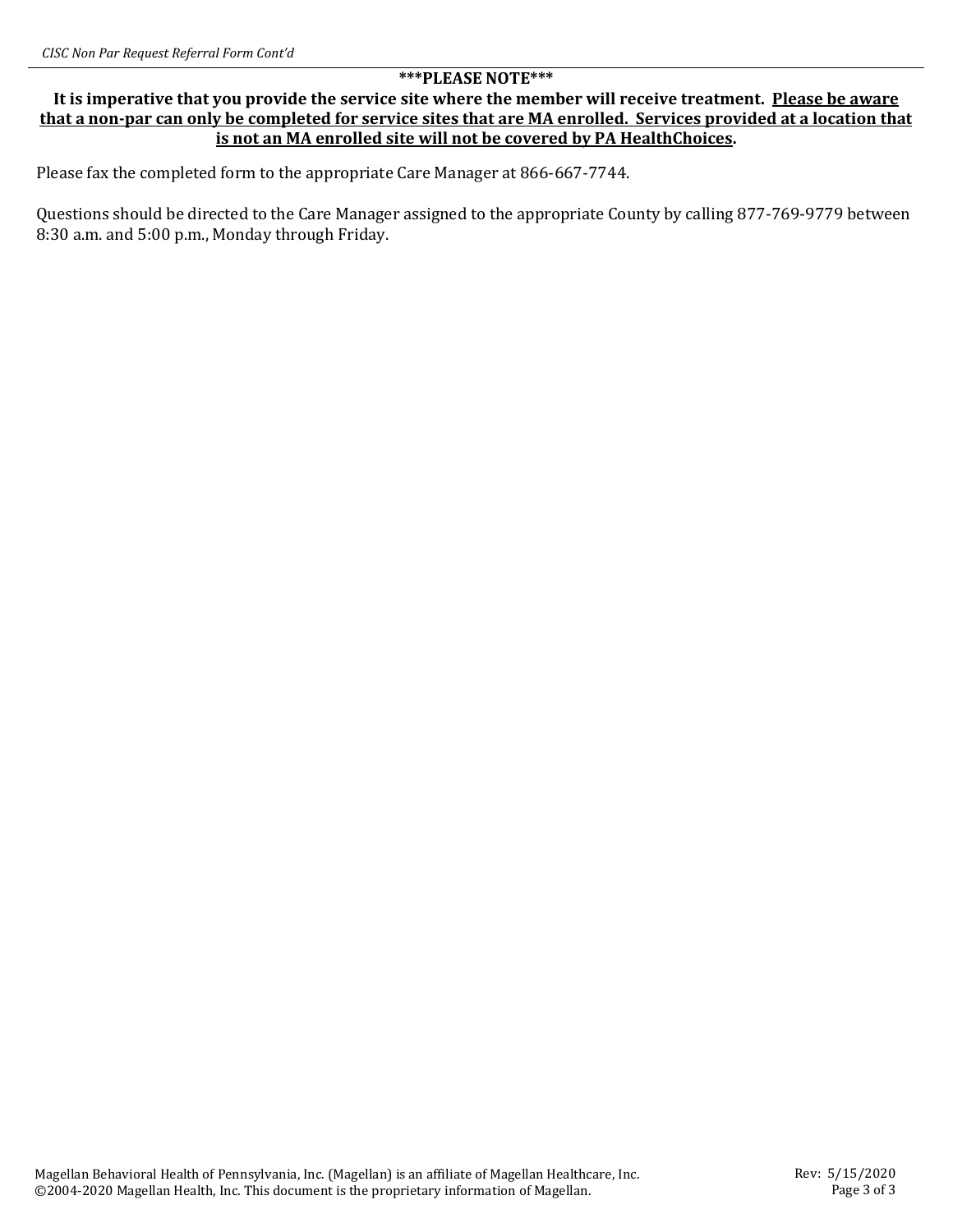**\*\*\*PLEASE NOTE\*\*\***

**It is imperative that you provide the service site where the member will receive treatment. <u>Please be aware that a non-par can only be completed for service sites that are MA enrolled. Services provided at a location that is not an MA enrolled site will not be covered by PA HealthChoices</u>.**

Please fax the completed form to the appropriate Care Manager at 866-667-7744.

Questions should be directed to the Care Manager assigned to the appropriate County by calling 877-769-9779 between 8:30 a.m. and 5:00 p.m., Monday through Friday.

Magellan Behavioral Health of Pennsylvania, Inc. (Magellan) is an affiliate of Magellan Healthcare, Inc.
©2004-2020 Magellan Health, Inc. This document is the proprietary information of Magellan.

Rev: 5/15/2020